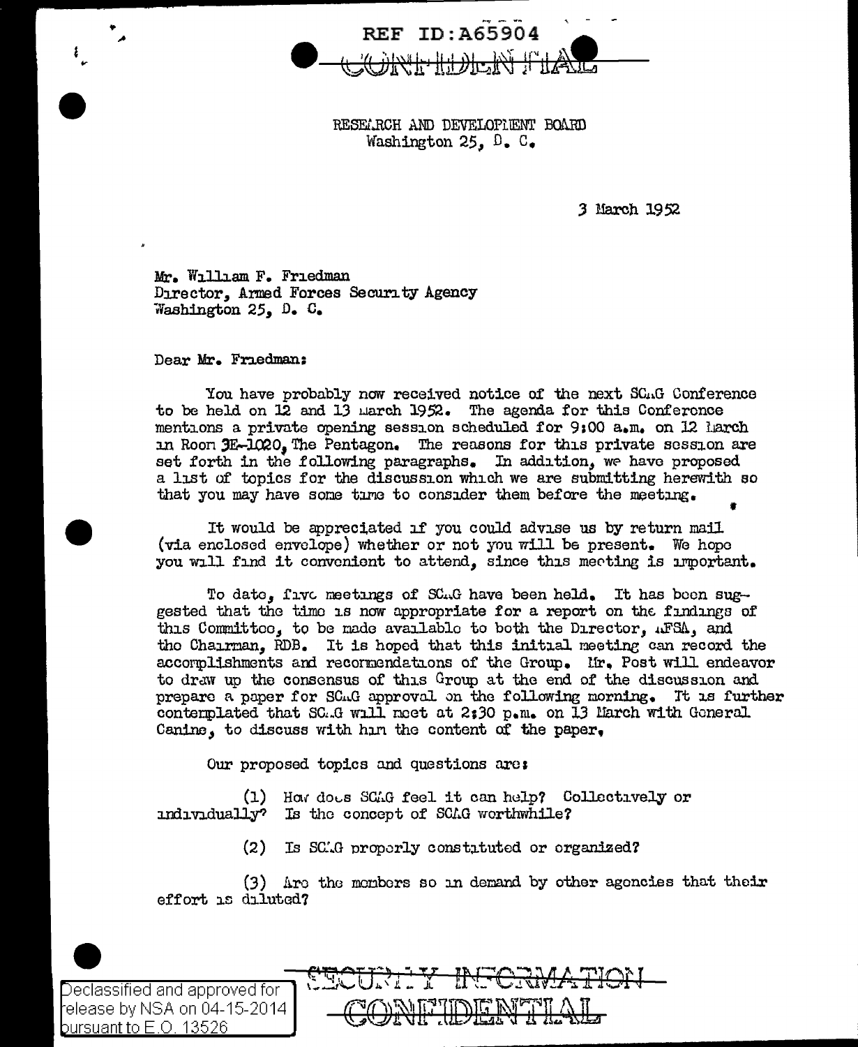REF ID:A65904

CONFIDENTIAL

RESEARCH AND DEVELOPMENT BOARD
Washington 25, D. C.

3 March 1952

Mr. William F. Friedman
Director, Armed Forces Security Agency
Washington 25, D. C.

Dear Mr. Friedman:

You have probably now received notice of the next SCAG Conference to be held on 12 and 13 March 1952. The agenda for this Conference mentions a private opening session scheduled for 9:00 a.m. on 12 March in Room 3E-1020, The Pentagon. The reasons for this private session are set forth in the following paragraphs. In addition, we have proposed a list of topics for the discussion which we are submitting herewith so that you may have some time to consider them before the meeting.

It would be appreciated if you could advise us by return mail (via enclosed envelope) whether or not you will be present. We hope you will find it convenient to attend, since this meeting is important.

To date, five meetings of SCAG have been held. It has been suggested that the time is now appropriate for a report on the findings of this Committee, to be made available to both the Director, AFSA, and the Chairman, RDB. It is hoped that this initial meeting can record the accomplishments and recommendations of the Group. Mr. Post will endeavor to draw up the consensus of this Group at the end of the discussion and prepare a paper for SCAG approval on the following morning. It is further contemplated that SCAG will meet at 2:30 p.m. on 13 March with General Canine, to discuss with him the content of the paper.

Our proposed topics and questions are:

(1) How does SCAG feel it can help? Collectively or individually? Is the concept of SCAG worthwhile?

(2) Is SCAG properly constituted or organized?

(3) Are the members so in demand by other agencies that their effort is diluted?

Declassified and approved for release by NSA on 04-15-2014 pursuant to E.O. 13526

SECURITY INFORMATION
CONFIDENTIAL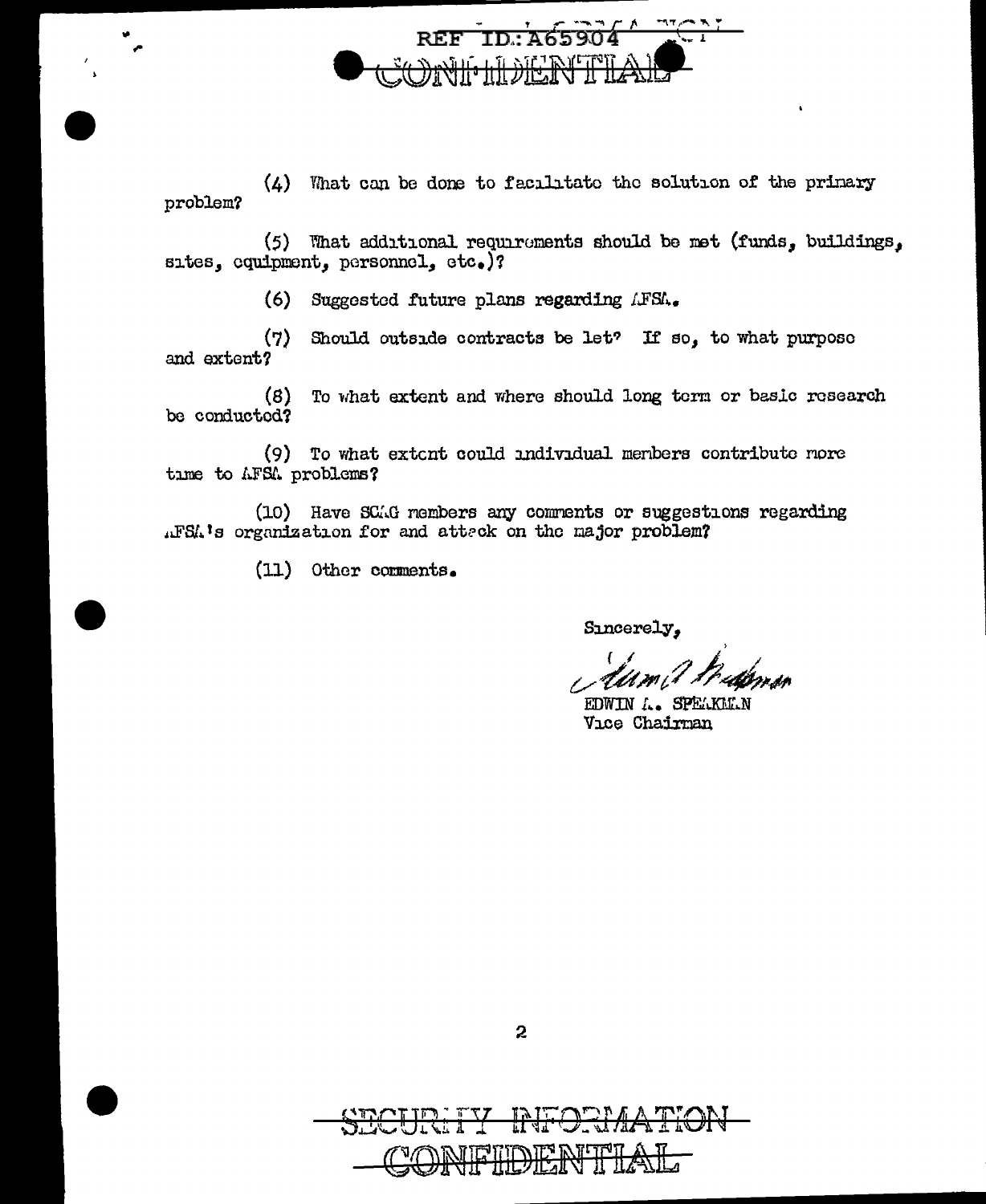REF ID:A65904

CONFIDENTIAL

(4) What can be done to facilitate the solution of the primary problem?

(5) What additional requirements should be met (funds, buildings, sites, equipment, personnel, etc.)?

(6) Suggested future plans regarding AFSA.

(7) Should outside contracts be let? If so, to what purpose and extent?

(8) To what extent and where should long term or basic research be conducted?

(9) To what extent could individual members contribute more time to AFSA problems?

(10) Have SCAG members any comments or suggestions regarding AFSA's organization for and attack on the major problem?

(11) Other comments.

Sincerely,

EDWIN A. SPEAKMAN
Vice Chairman

SECURITY INFORMATION
CONFIDENTIAL